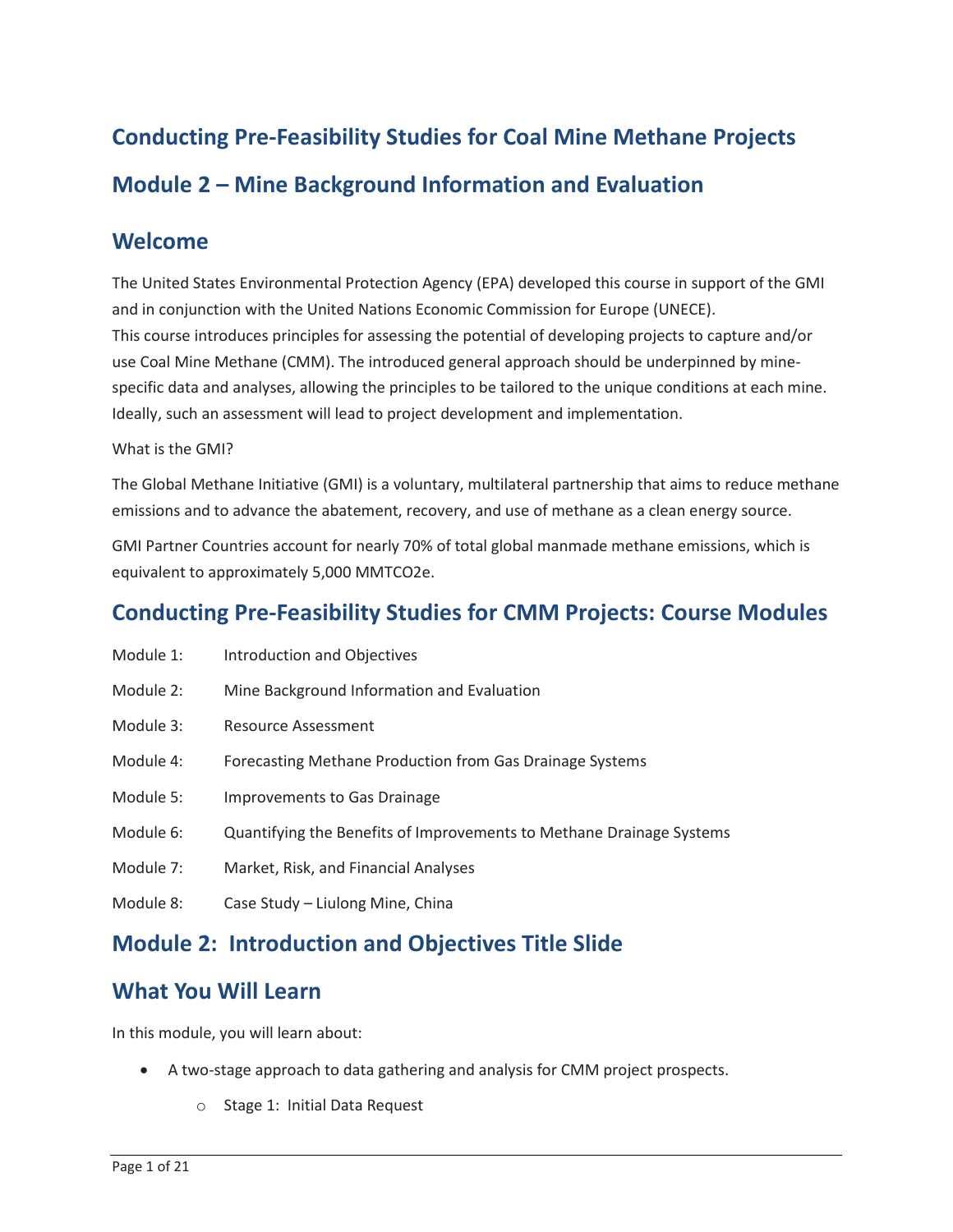# Conducting Pre-Feasibility Studies for Coal Mine Methane Projects

# Module 2 – Mine Background Information and Evaluation

## Welcome

The United States Environmental Protection Agency (EPA) developed this course in support of the GMI and in conjunction with the United Nations Economic Commission for Europe (UNECE).
This course introduces principles for assessing the potential of developing projects to capture and/or use Coal Mine Methane (CMM). The introduced general approach should be underpinned by mine-specific data and analyses, allowing the principles to be tailored to the unique conditions at each mine. Ideally, such an assessment will lead to project development and implementation.

What is the GMI?

The Global Methane Initiative (GMI) is a voluntary, multilateral partnership that aims to reduce methane emissions and to advance the abatement, recovery, and use of methane as a clean energy source.

GMI Partner Countries account for nearly 70% of total global manmade methane emissions, which is equivalent to approximately 5,000 MMTCO2e.

## Conducting Pre-Feasibility Studies for CMM Projects: Course Modules

| | |
|---|---|
| Module 1: | Introduction and Objectives |
| Module 2: | Mine Background Information and Evaluation |
| Module 3: | Resource Assessment |
| Module 4: | Forecasting Methane Production from Gas Drainage Systems |
| Module 5: | Improvements to Gas Drainage |
| Module 6: | Quantifying the Benefits of Improvements to Methane Drainage Systems |
| Module 7: | Market, Risk, and Financial Analyses |
| Module 8: | Case Study – Liulong Mine, China |

## Module 2: Introduction and Objectives Title Slide

## What You Will Learn

In this module, you will learn about:

- A two-stage approach to data gathering and analysis for CMM project prospects.
  - Stage 1: Initial Data Request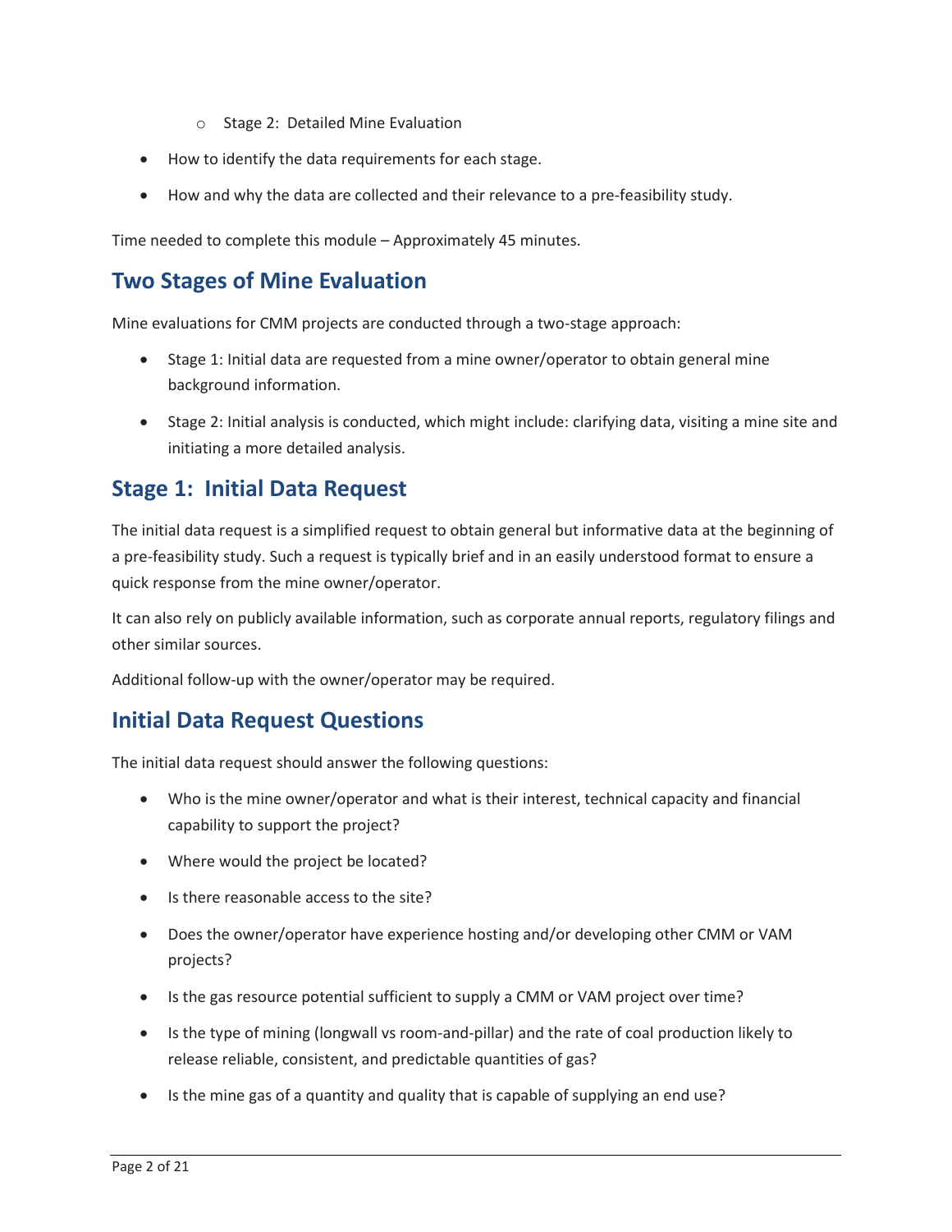- Stage 2: Detailed Mine Evaluation

- How to identify the data requirements for each stage.
- How and why the data are collected and their relevance to a pre-feasibility study.

Time needed to complete this module – Approximately 45 minutes.

## Two Stages of Mine Evaluation

Mine evaluations for CMM projects are conducted through a two-stage approach:

- Stage 1: Initial data are requested from a mine owner/operator to obtain general mine background information.
- Stage 2: Initial analysis is conducted, which might include: clarifying data, visiting a mine site and initiating a more detailed analysis.

## Stage 1: Initial Data Request

The initial data request is a simplified request to obtain general but informative data at the beginning of a pre-feasibility study. Such a request is typically brief and in an easily understood format to ensure a quick response from the mine owner/operator.

It can also rely on publicly available information, such as corporate annual reports, regulatory filings and other similar sources.

Additional follow-up with the owner/operator may be required.

## Initial Data Request Questions

The initial data request should answer the following questions:

- Who is the mine owner/operator and what is their interest, technical capacity and financial capability to support the project?
- Where would the project be located?
- Is there reasonable access to the site?
- Does the owner/operator have experience hosting and/or developing other CMM or VAM projects?
- Is the gas resource potential sufficient to supply a CMM or VAM project over time?
- Is the type of mining (longwall vs room-and-pillar) and the rate of coal production likely to release reliable, consistent, and predictable quantities of gas?
- Is the mine gas of a quantity and quality that is capable of supplying an end use?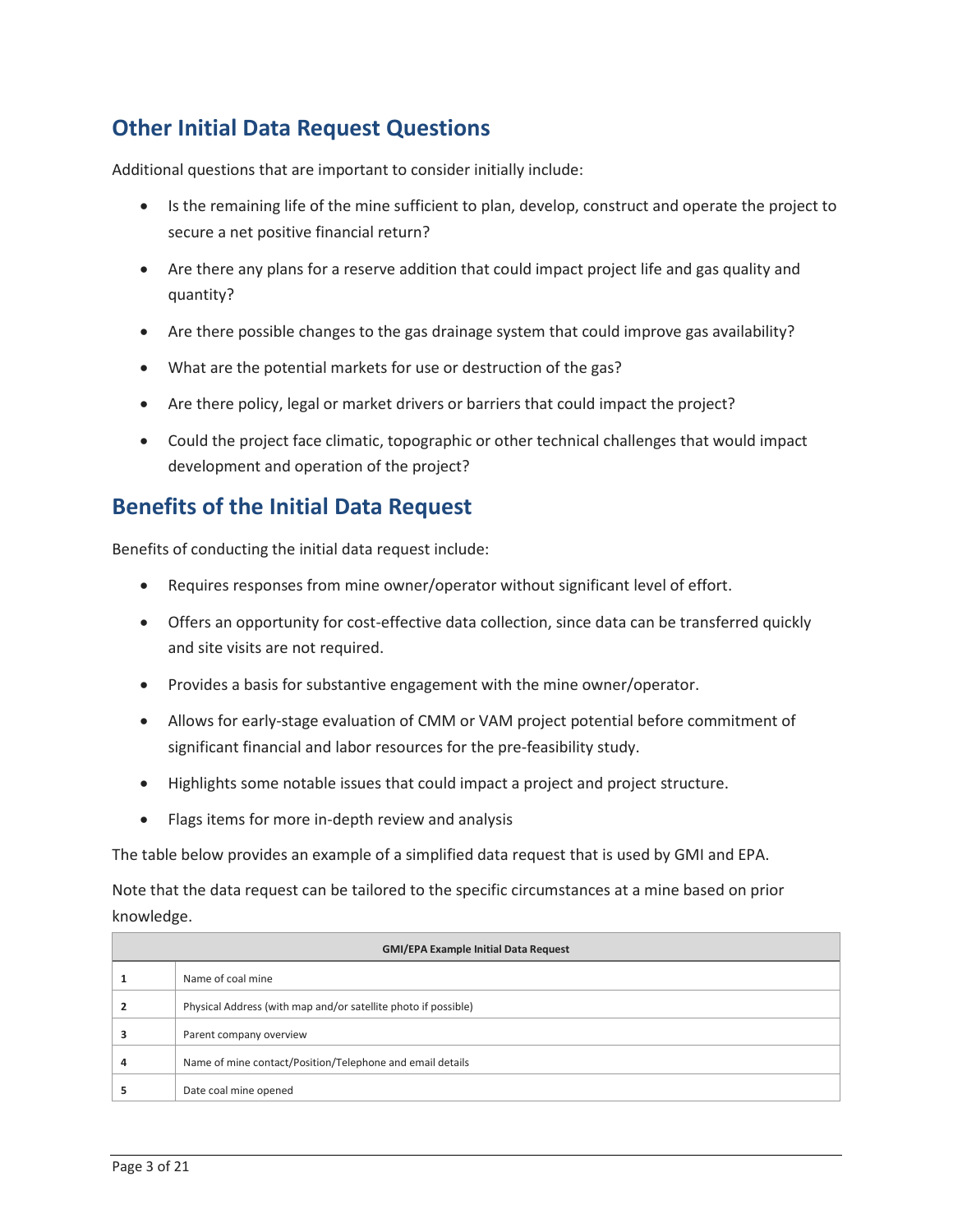## Other Initial Data Request Questions

Additional questions that are important to consider initially include:

- Is the remaining life of the mine sufficient to plan, develop, construct and operate the project to secure a net positive financial return?
- Are there any plans for a reserve addition that could impact project life and gas quality and quantity?
- Are there possible changes to the gas drainage system that could improve gas availability?
- What are the potential markets for use or destruction of the gas?
- Are there policy, legal or market drivers or barriers that could impact the project?
- Could the project face climatic, topographic or other technical challenges that would impact development and operation of the project?

## Benefits of the Initial Data Request

Benefits of conducting the initial data request include:

- Requires responses from mine owner/operator without significant level of effort.
- Offers an opportunity for cost-effective data collection, since data can be transferred quickly and site visits are not required.
- Provides a basis for substantive engagement with the mine owner/operator.
- Allows for early-stage evaluation of CMM or VAM project potential before commitment of significant financial and labor resources for the pre-feasibility study.
- Highlights some notable issues that could impact a project and project structure.
- Flags items for more in-depth review and analysis

The table below provides an example of a simplified data request that is used by GMI and EPA.

Note that the data request can be tailored to the specific circumstances at a mine based on prior knowledge.

| GMI/EPA Example Initial Data Request | |
|---|---|
| 1 | Name of coal mine |
| 2 | Physical Address (with map and/or satellite photo if possible) |
| 3 | Parent company overview |
| 4 | Name of mine contact/Position/Telephone and email details |
| 5 | Date coal mine opened |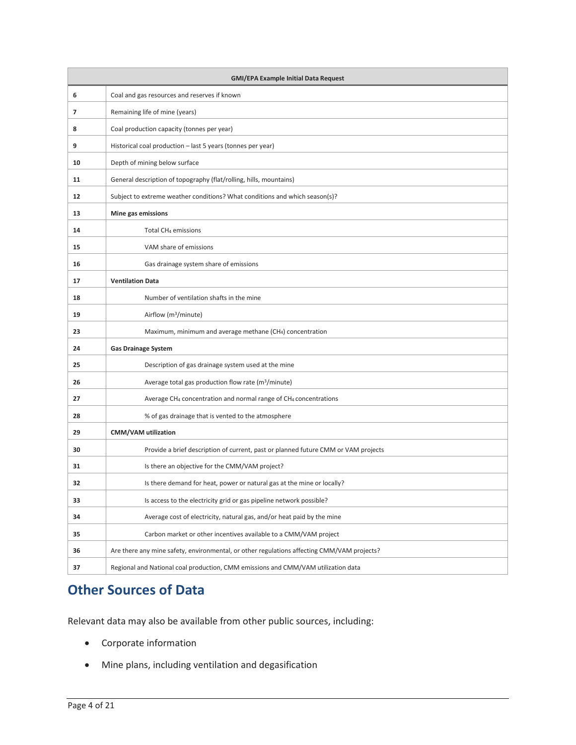| GMI/EPA Example Initial Data Request | |
|---|---|
| 6 | Coal and gas resources and reserves if known |
| 7 | Remaining life of mine (years) |
| 8 | Coal production capacity (tonnes per year) |
| 9 | Historical coal production – last 5 years (tonnes per year) |
| 10 | Depth of mining below surface |
| 11 | General description of topography (flat/rolling, hills, mountains) |
| 12 | Subject to extreme weather conditions? What conditions and which season(s)? |
| 13 | **Mine gas emissions** |
| 14 | Total $CH_4$ emissions |
| 15 | VAM share of emissions |
| 16 | Gas drainage system share of emissions |
| 17 | **Ventilation Data** |
| 18 | Number of ventilation shafts in the mine |
| 19 | Airflow ($m^3$/minute) |
| 23 | Maximum, minimum and average methane ($CH_4$) concentration |
| 24 | **Gas Drainage System** |
| 25 | Description of gas drainage system used at the mine |
| 26 | Average total gas production flow rate ($m^3$/minute) |
| 27 | Average $CH_4$ concentration and normal range of $CH_4$ concentrations |
| 28 | % of gas drainage that is vented to the atmosphere |
| 29 | **CMM/VAM utilization** |
| 30 | Provide a brief description of current, past or planned future CMM or VAM projects |
| 31 | Is there an objective for the CMM/VAM project? |
| 32 | Is there demand for heat, power or natural gas at the mine or locally? |
| 33 | Is access to the electricity grid or gas pipeline network possible? |
| 34 | Average cost of electricity, natural gas, and/or heat paid by the mine |
| 35 | Carbon market or other incentives available to a CMM/VAM project |
| 36 | Are there any mine safety, environmental, or other regulations affecting CMM/VAM projects? |
| 37 | Regional and National coal production, CMM emissions and CMM/VAM utilization data |

## Other Sources of Data

Relevant data may also be available from other public sources, including:

- Corporate information
- Mine plans, including ventilation and degasification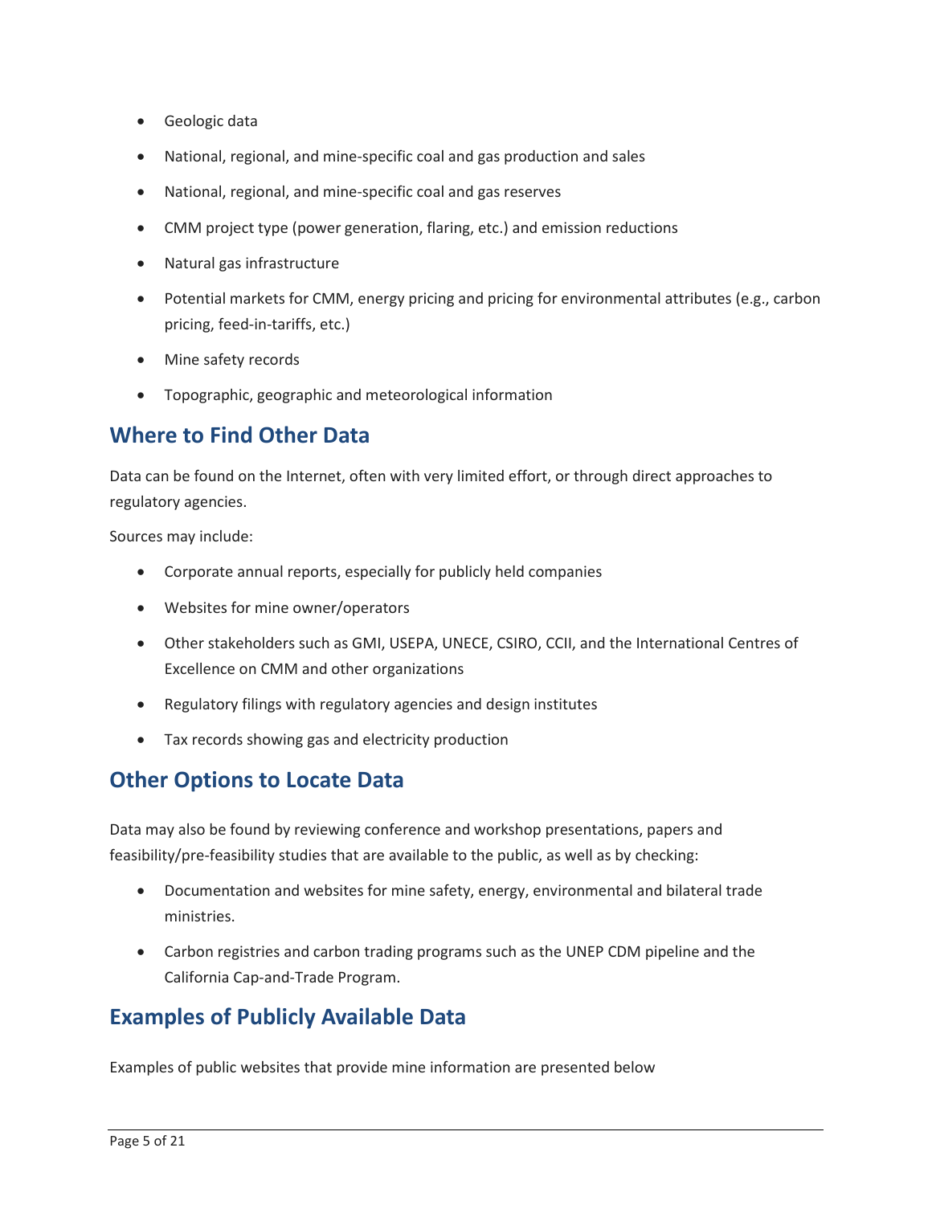- Geologic data
- National, regional, and mine-specific coal and gas production and sales
- National, regional, and mine-specific coal and gas reserves
- CMM project type (power generation, flaring, etc.) and emission reductions
- Natural gas infrastructure
- Potential markets for CMM, energy pricing and pricing for environmental attributes (e.g., carbon pricing, feed-in-tariffs, etc.)
- Mine safety records
- Topographic, geographic and meteorological information

## Where to Find Other Data

Data can be found on the Internet, often with very limited effort, or through direct approaches to regulatory agencies.

Sources may include:

- Corporate annual reports, especially for publicly held companies
- Websites for mine owner/operators
- Other stakeholders such as GMI, USEPA, UNECE, CSIRO, CCII, and the International Centres of Excellence on CMM and other organizations
- Regulatory filings with regulatory agencies and design institutes
- Tax records showing gas and electricity production

## Other Options to Locate Data

Data may also be found by reviewing conference and workshop presentations, papers and feasibility/pre-feasibility studies that are available to the public, as well as by checking:

- Documentation and websites for mine safety, energy, environmental and bilateral trade ministries.
- Carbon registries and carbon trading programs such as the UNEP CDM pipeline and the California Cap-and-Trade Program.

## Examples of Publicly Available Data

Examples of public websites that provide mine information are presented below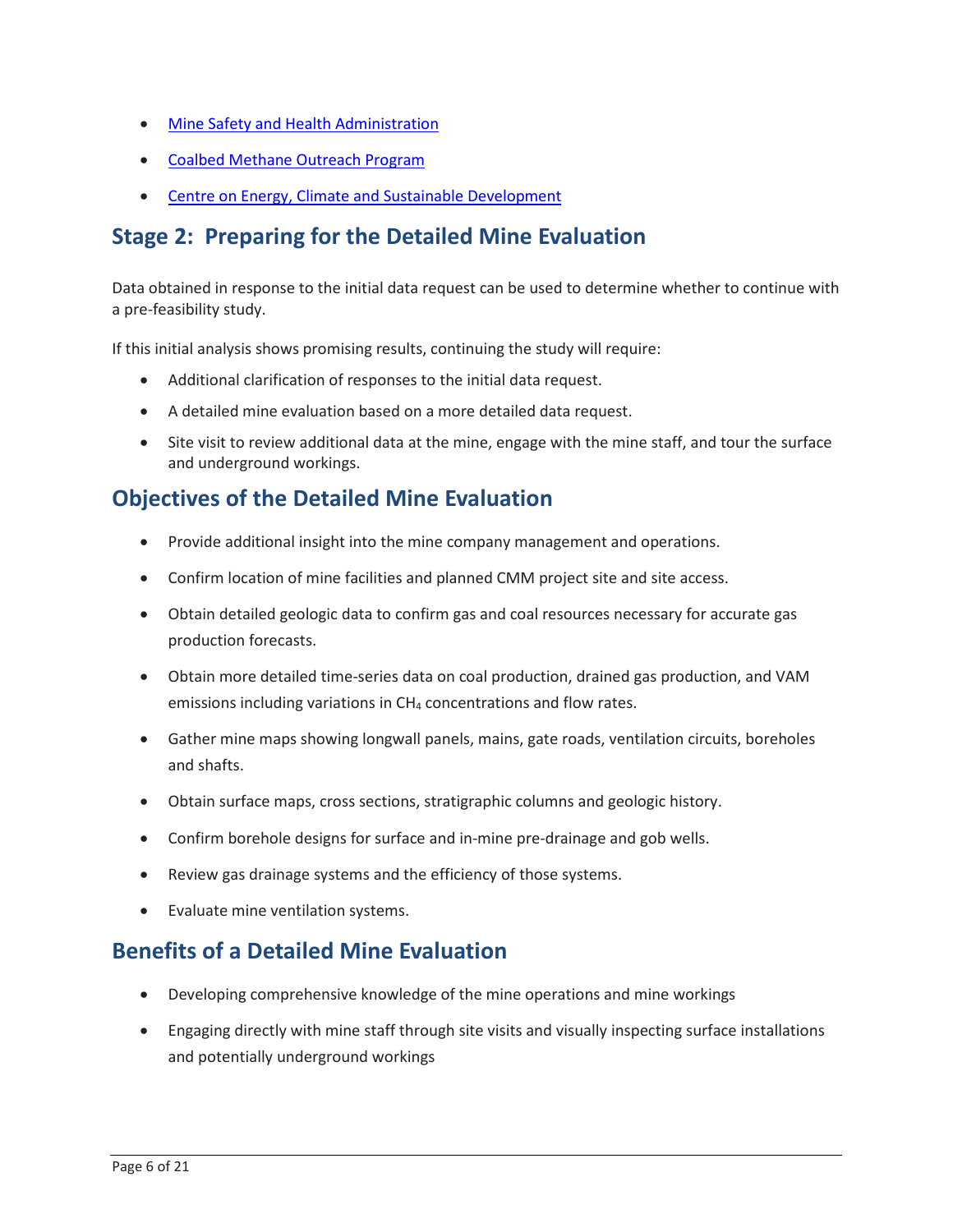- Mine Safety and Health Administration
- Coalbed Methane Outreach Program
- Centre on Energy, Climate and Sustainable Development

# Stage 2: Preparing for the Detailed Mine Evaluation

Data obtained in response to the initial data request can be used to determine whether to continue with a pre-feasibility study.

If this initial analysis shows promising results, continuing the study will require:

- Additional clarification of responses to the initial data request.
- A detailed mine evaluation based on a more detailed data request.
- Site visit to review additional data at the mine, engage with the mine staff, and tour the surface and underground workings.

## Objectives of the Detailed Mine Evaluation

- Provide additional insight into the mine company management and operations.
- Confirm location of mine facilities and planned CMM project site and site access.
- Obtain detailed geologic data to confirm gas and coal resources necessary for accurate gas production forecasts.
- Obtain more detailed time-series data on coal production, drained gas production, and VAM emissions including variations in $CH_4$ concentrations and flow rates.
- Gather mine maps showing longwall panels, mains, gate roads, ventilation circuits, boreholes and shafts.
- Obtain surface maps, cross sections, stratigraphic columns and geologic history.
- Confirm borehole designs for surface and in-mine pre-drainage and gob wells.
- Review gas drainage systems and the efficiency of those systems.
- Evaluate mine ventilation systems.

## Benefits of a Detailed Mine Evaluation

- Developing comprehensive knowledge of the mine operations and mine workings
- Engaging directly with mine staff through site visits and visually inspecting surface installations and potentially underground workings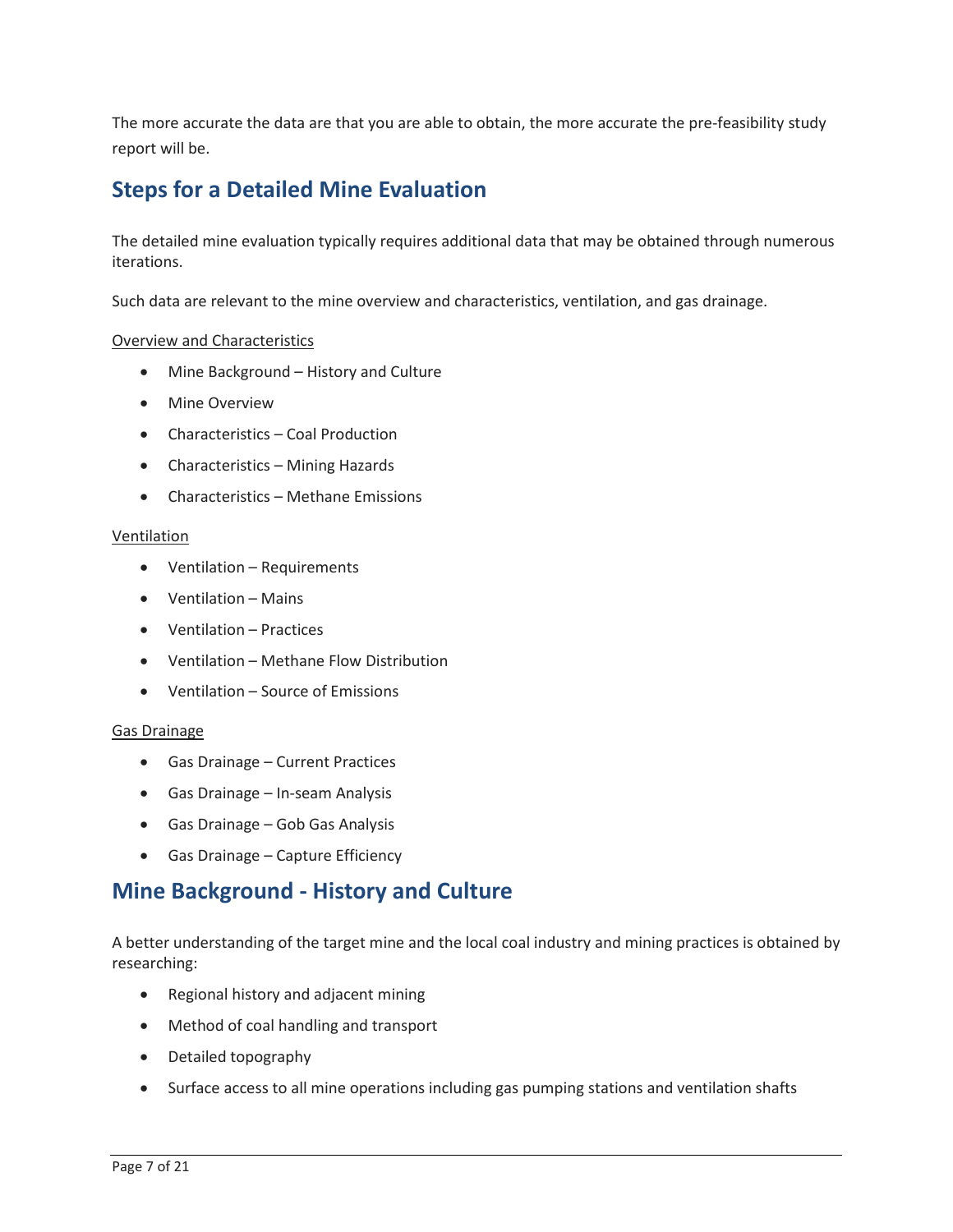The more accurate the data are that you are able to obtain, the more accurate the pre-feasibility study report will be.

## Steps for a Detailed Mine Evaluation

The detailed mine evaluation typically requires additional data that may be obtained through numerous iterations.

Such data are relevant to the mine overview and characteristics, ventilation, and gas drainage.

Overview and Characteristics

- Mine Background – History and Culture
- Mine Overview
- Characteristics – Coal Production
- Characteristics – Mining Hazards
- Characteristics – Methane Emissions

Ventilation

- Ventilation – Requirements
- Ventilation – Mains
- Ventilation – Practices
- Ventilation – Methane Flow Distribution
- Ventilation – Source of Emissions

Gas Drainage

- Gas Drainage – Current Practices
- Gas Drainage – In-seam Analysis
- Gas Drainage – Gob Gas Analysis
- Gas Drainage – Capture Efficiency

## Mine Background - History and Culture

A better understanding of the target mine and the local coal industry and mining practices is obtained by researching:

- Regional history and adjacent mining
- Method of coal handling and transport
- Detailed topography
- Surface access to all mine operations including gas pumping stations and ventilation shafts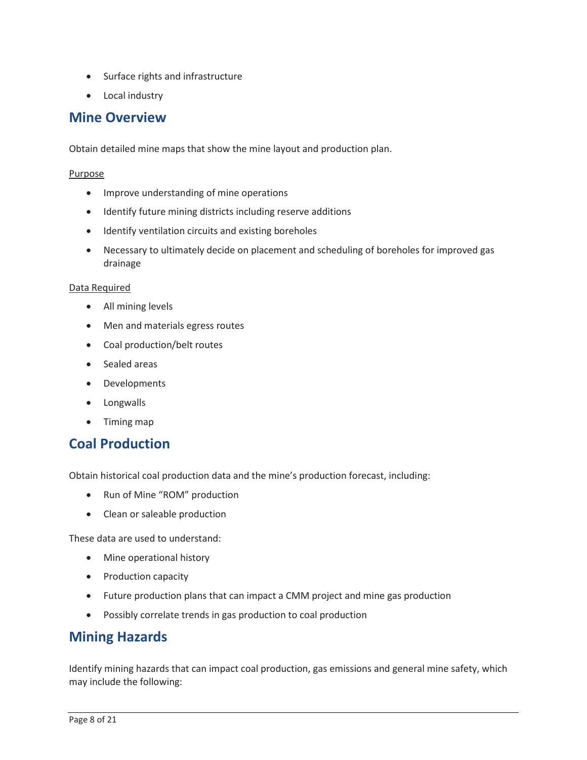- Surface rights and infrastructure
- Local industry

## Mine Overview

Obtain detailed mine maps that show the mine layout and production plan.

<u>Purpose</u>

- Improve understanding of mine operations
- Identify future mining districts including reserve additions
- Identify ventilation circuits and existing boreholes
- Necessary to ultimately decide on placement and scheduling of boreholes for improved gas drainage

<u>Data Required</u>

- All mining levels
- Men and materials egress routes
- Coal production/belt routes
- Sealed areas
- Developments
- Longwalls
- Timing map

## Coal Production

Obtain historical coal production data and the mine's production forecast, including:

- Run of Mine "ROM" production
- Clean or saleable production

These data are used to understand:

- Mine operational history
- Production capacity
- Future production plans that can impact a CMM project and mine gas production
- Possibly correlate trends in gas production to coal production

## Mining Hazards

Identify mining hazards that can impact coal production, gas emissions and general mine safety, which may include the following: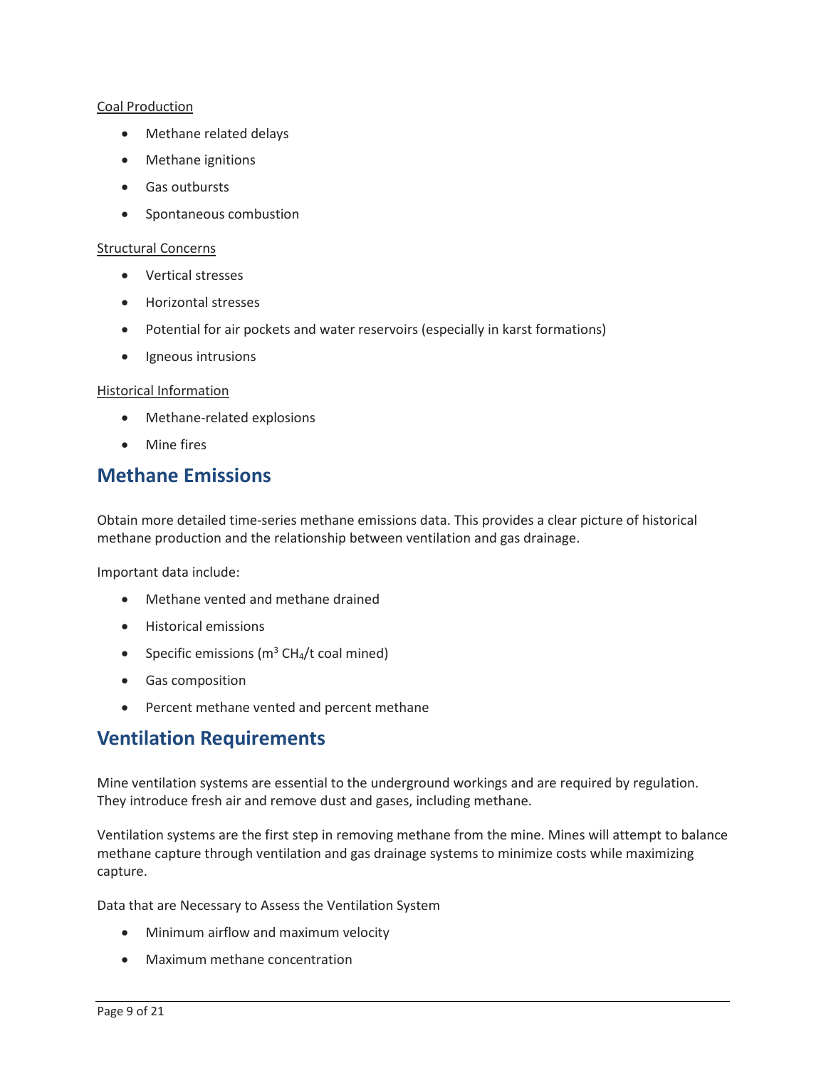Coal Production

- Methane related delays
- Methane ignitions
- Gas outbursts
- Spontaneous combustion

Structural Concerns

- Vertical stresses
- Horizontal stresses
- Potential for air pockets and water reservoirs (especially in karst formations)
- Igneous intrusions

Historical Information

- Methane-related explosions
- Mine fires

## Methane Emissions

Obtain more detailed time-series methane emissions data. This provides a clear picture of historical methane production and the relationship between ventilation and gas drainage.

Important data include:

- Methane vented and methane drained
- Historical emissions
- Specific emissions ($m^3$ $CH_4$/t coal mined)
- Gas composition
- Percent methane vented and percent methane

## Ventilation Requirements

Mine ventilation systems are essential to the underground workings and are required by regulation. They introduce fresh air and remove dust and gases, including methane.

Ventilation systems are the first step in removing methane from the mine. Mines will attempt to balance methane capture through ventilation and gas drainage systems to minimize costs while maximizing capture.

Data that are Necessary to Assess the Ventilation System

- Minimum airflow and maximum velocity
- Maximum methane concentration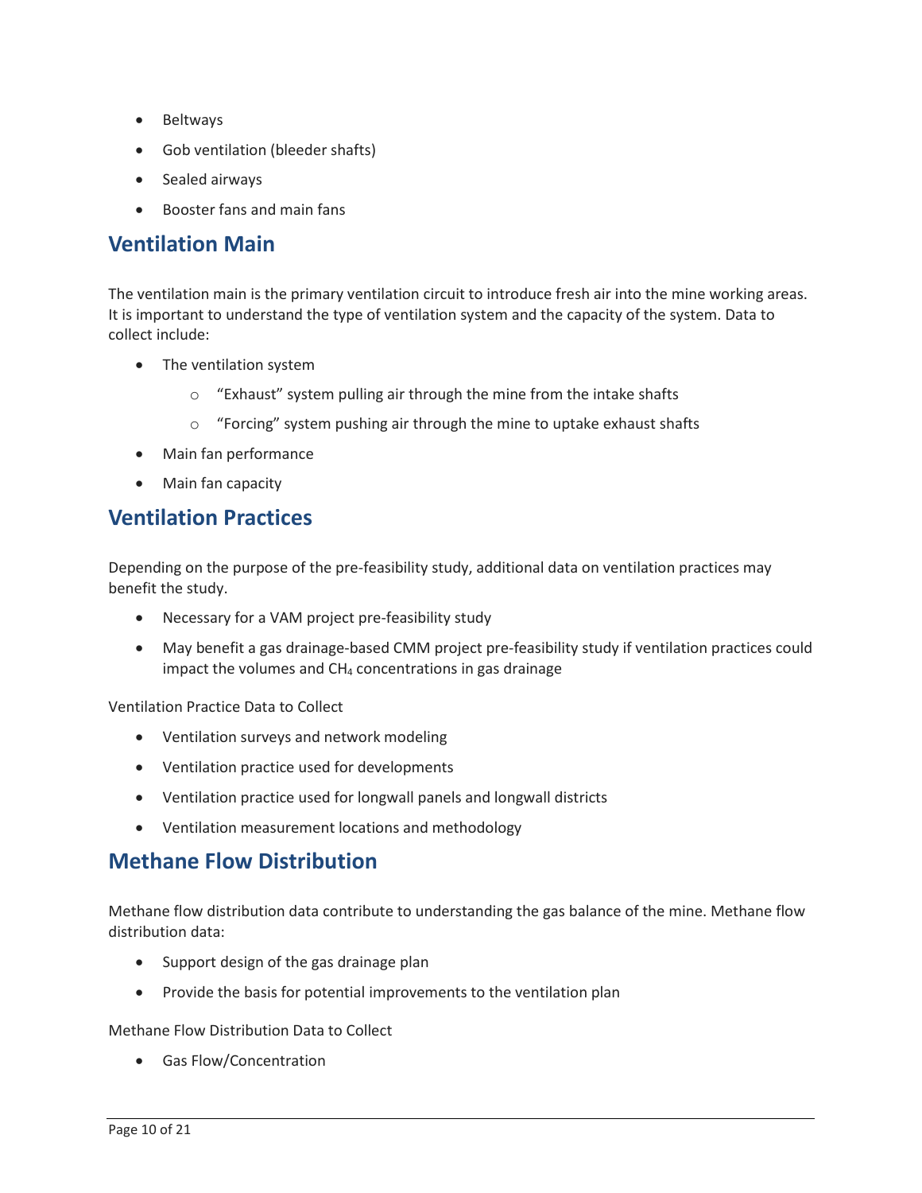- Beltways
- Gob ventilation (bleeder shafts)
- Sealed airways
- Booster fans and main fans

## Ventilation Main

The ventilation main is the primary ventilation circuit to introduce fresh air into the mine working areas. It is important to understand the type of ventilation system and the capacity of the system. Data to collect include:

- The ventilation system
  - "Exhaust" system pulling air through the mine from the intake shafts
  - "Forcing" system pushing air through the mine to uptake exhaust shafts
- Main fan performance
- Main fan capacity

## Ventilation Practices

Depending on the purpose of the pre-feasibility study, additional data on ventilation practices may benefit the study.

- Necessary for a VAM project pre-feasibility study
- May benefit a gas drainage-based CMM project pre-feasibility study if ventilation practices could impact the volumes and $CH_4$ concentrations in gas drainage

Ventilation Practice Data to Collect

- Ventilation surveys and network modeling
- Ventilation practice used for developments
- Ventilation practice used for longwall panels and longwall districts
- Ventilation measurement locations and methodology

## Methane Flow Distribution

Methane flow distribution data contribute to understanding the gas balance of the mine. Methane flow distribution data:

- Support design of the gas drainage plan
- Provide the basis for potential improvements to the ventilation plan

Methane Flow Distribution Data to Collect

- Gas Flow/Concentration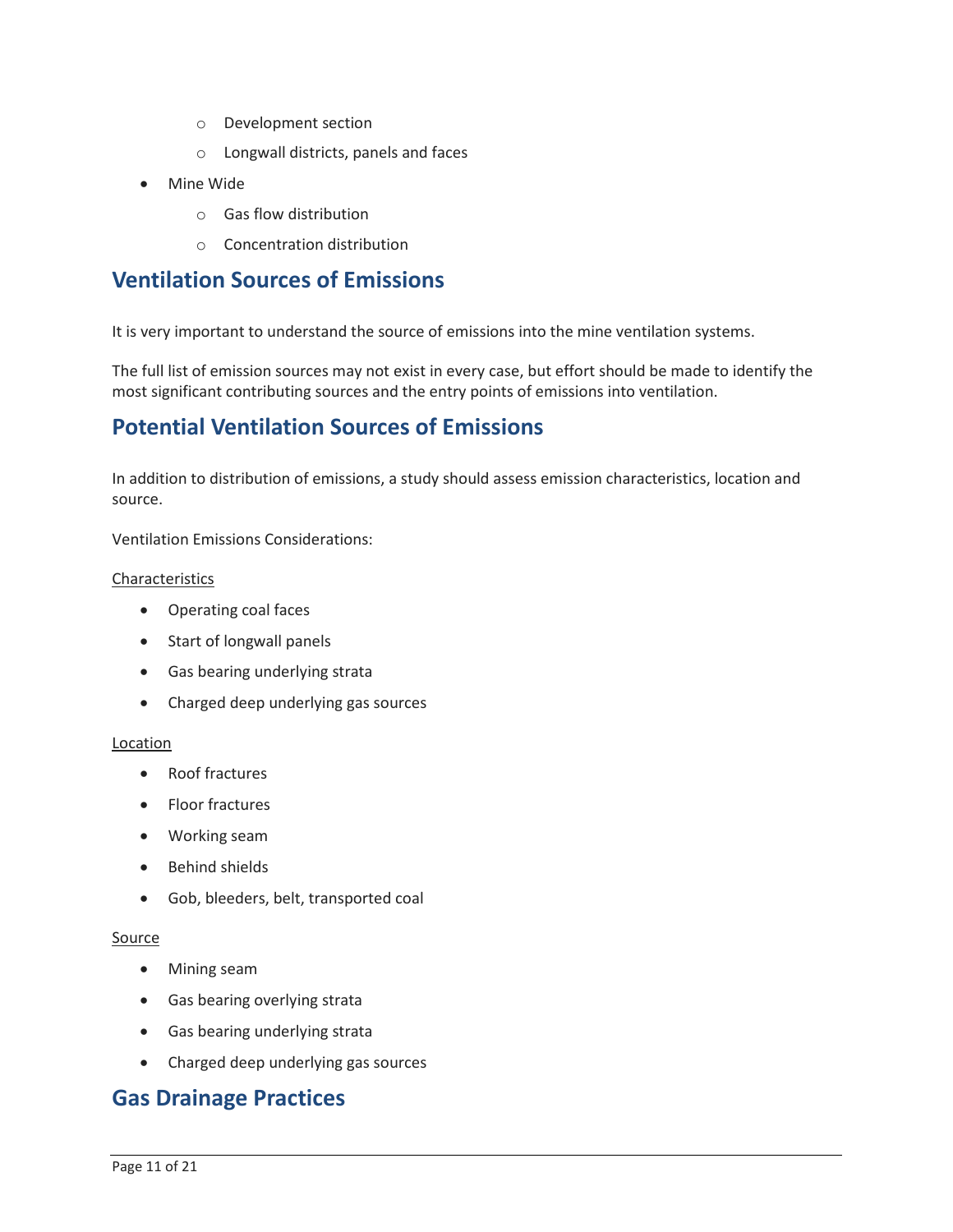- Development section
    - Longwall districts, panels and faces
- Mine Wide
    - Gas flow distribution
    - Concentration distribution

## Ventilation Sources of Emissions

It is very important to understand the source of emissions into the mine ventilation systems.

The full list of emission sources may not exist in every case, but effort should be made to identify the most significant contributing sources and the entry points of emissions into ventilation.

## Potential Ventilation Sources of Emissions

In addition to distribution of emissions, a study should assess emission characteristics, location and source.

Ventilation Emissions Considerations:

<u>Characteristics</u>

- Operating coal faces
- Start of longwall panels
- Gas bearing underlying strata
- Charged deep underlying gas sources

<u>Location</u>

- Roof fractures
- Floor fractures
- Working seam
- Behind shields
- Gob, bleeders, belt, transported coal

<u>Source</u>

- Mining seam
- Gas bearing overlying strata
- Gas bearing underlying strata
- Charged deep underlying gas sources

## Gas Drainage Practices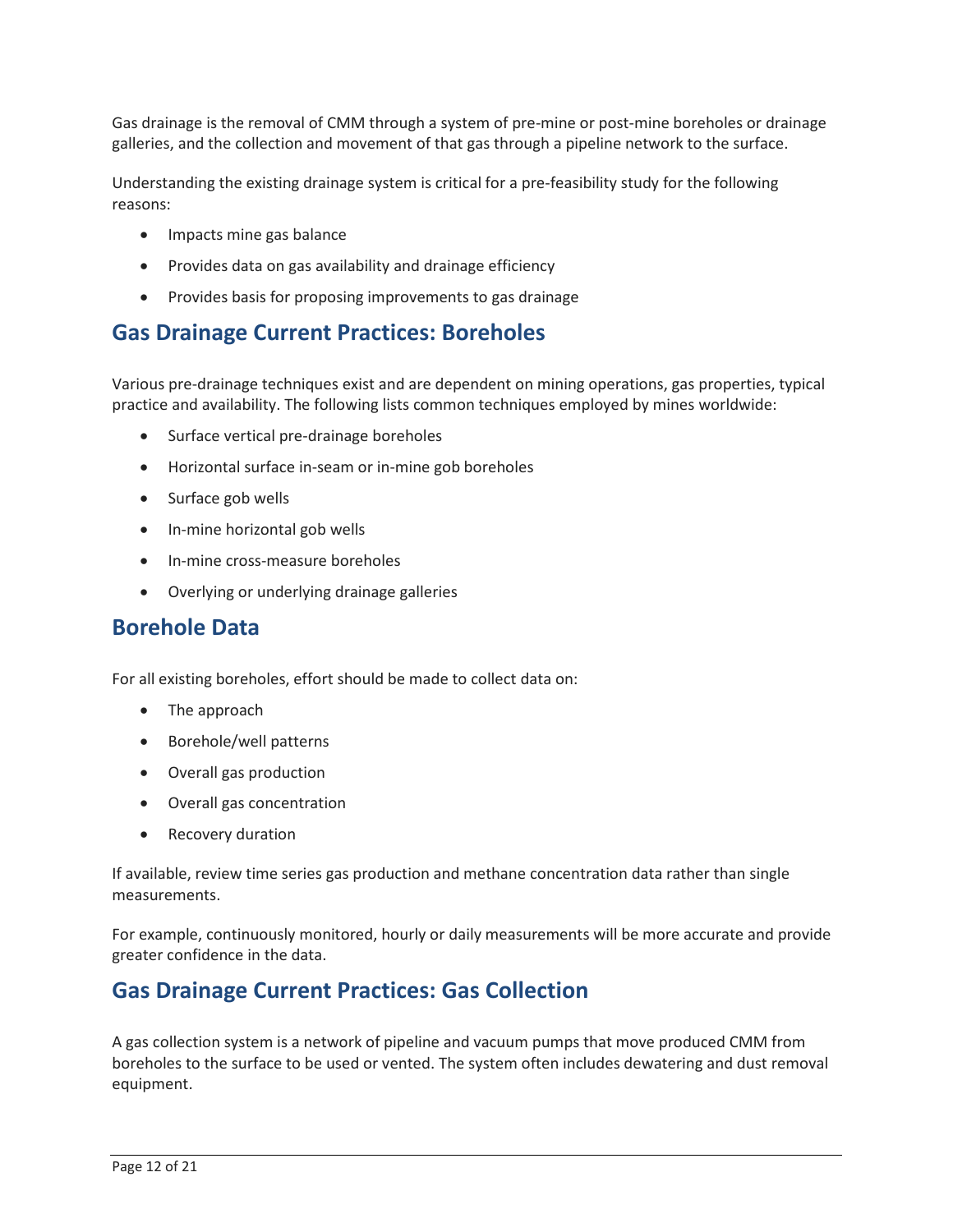Gas drainage is the removal of CMM through a system of pre-mine or post-mine boreholes or drainage galleries, and the collection and movement of that gas through a pipeline network to the surface.

Understanding the existing drainage system is critical for a pre-feasibility study for the following reasons:

- Impacts mine gas balance
- Provides data on gas availability and drainage efficiency
- Provides basis for proposing improvements to gas drainage

## Gas Drainage Current Practices: Boreholes

Various pre-drainage techniques exist and are dependent on mining operations, gas properties, typical practice and availability. The following lists common techniques employed by mines worldwide:

- Surface vertical pre-drainage boreholes
- Horizontal surface in-seam or in-mine gob boreholes
- Surface gob wells
- In-mine horizontal gob wells
- In-mine cross-measure boreholes
- Overlying or underlying drainage galleries

## Borehole Data

For all existing boreholes, effort should be made to collect data on:

- The approach
- Borehole/well patterns
- Overall gas production
- Overall gas concentration
- Recovery duration

If available, review time series gas production and methane concentration data rather than single measurements.

For example, continuously monitored, hourly or daily measurements will be more accurate and provide greater confidence in the data.

## Gas Drainage Current Practices: Gas Collection

A gas collection system is a network of pipeline and vacuum pumps that move produced CMM from boreholes to the surface to be used or vented. The system often includes dewatering and dust removal equipment.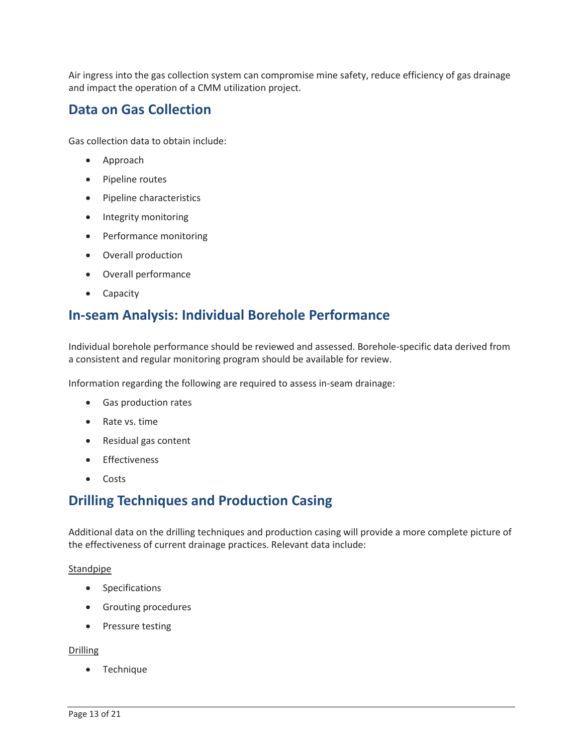Air ingress into the gas collection system can compromise mine safety, reduce efficiency of gas drainage and impact the operation of a CMM utilization project.

## Data on Gas Collection

Gas collection data to obtain include:

- Approach
- Pipeline routes
- Pipeline characteristics
- Integrity monitoring
- Performance monitoring
- Overall production
- Overall performance
- Capacity

## In-seam Analysis: Individual Borehole Performance

Individual borehole performance should be reviewed and assessed. Borehole-specific data derived from a consistent and regular monitoring program should be available for review.

Information regarding the following are required to assess in-seam drainage:

- Gas production rates
- Rate vs. time
- Residual gas content
- Effectiveness
- Costs

## Drilling Techniques and Production Casing

Additional data on the drilling techniques and production casing will provide a more complete picture of the effectiveness of current drainage practices. Relevant data include:

<u>Standpipe</u>

- Specifications
- Grouting procedures
- Pressure testing

<u>Drilling</u>

- Technique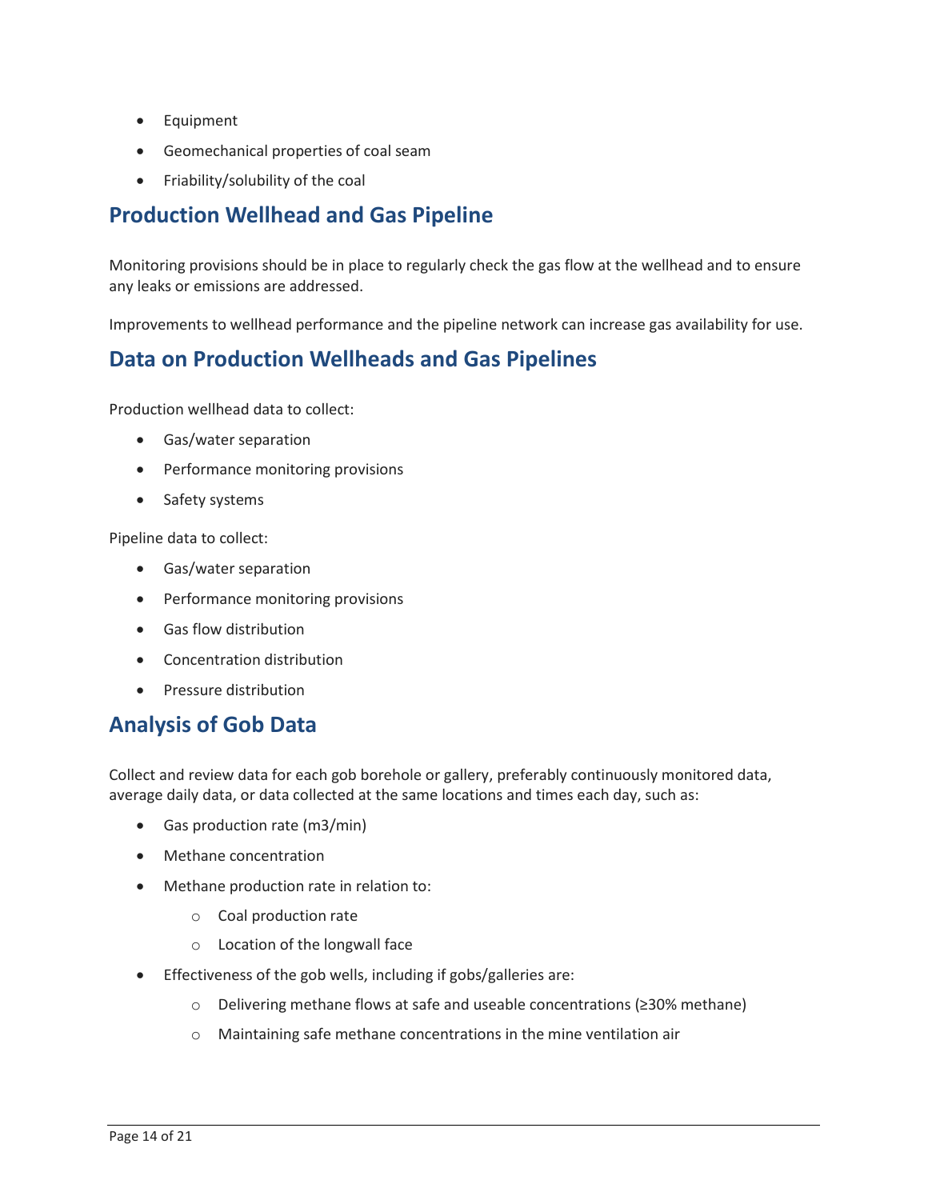- Equipment
- Geomechanical properties of coal seam
- Friability/solubility of the coal

## Production Wellhead and Gas Pipeline

Monitoring provisions should be in place to regularly check the gas flow at the wellhead and to ensure any leaks or emissions are addressed.

Improvements to wellhead performance and the pipeline network can increase gas availability for use.

## Data on Production Wellheads and Gas Pipelines

Production wellhead data to collect:

- Gas/water separation
- Performance monitoring provisions
- Safety systems

Pipeline data to collect:

- Gas/water separation
- Performance monitoring provisions
- Gas flow distribution
- Concentration distribution
- Pressure distribution

## Analysis of Gob Data

Collect and review data for each gob borehole or gallery, preferably continuously monitored data, average daily data, or data collected at the same locations and times each day, such as:

- Gas production rate (m3/min)
- Methane concentration
- Methane production rate in relation to:
    - Coal production rate
    - Location of the longwall face
- Effectiveness of the gob wells, including if gobs/galleries are:
    - Delivering methane flows at safe and useable concentrations (≥30% methane)
    - Maintaining safe methane concentrations in the mine ventilation air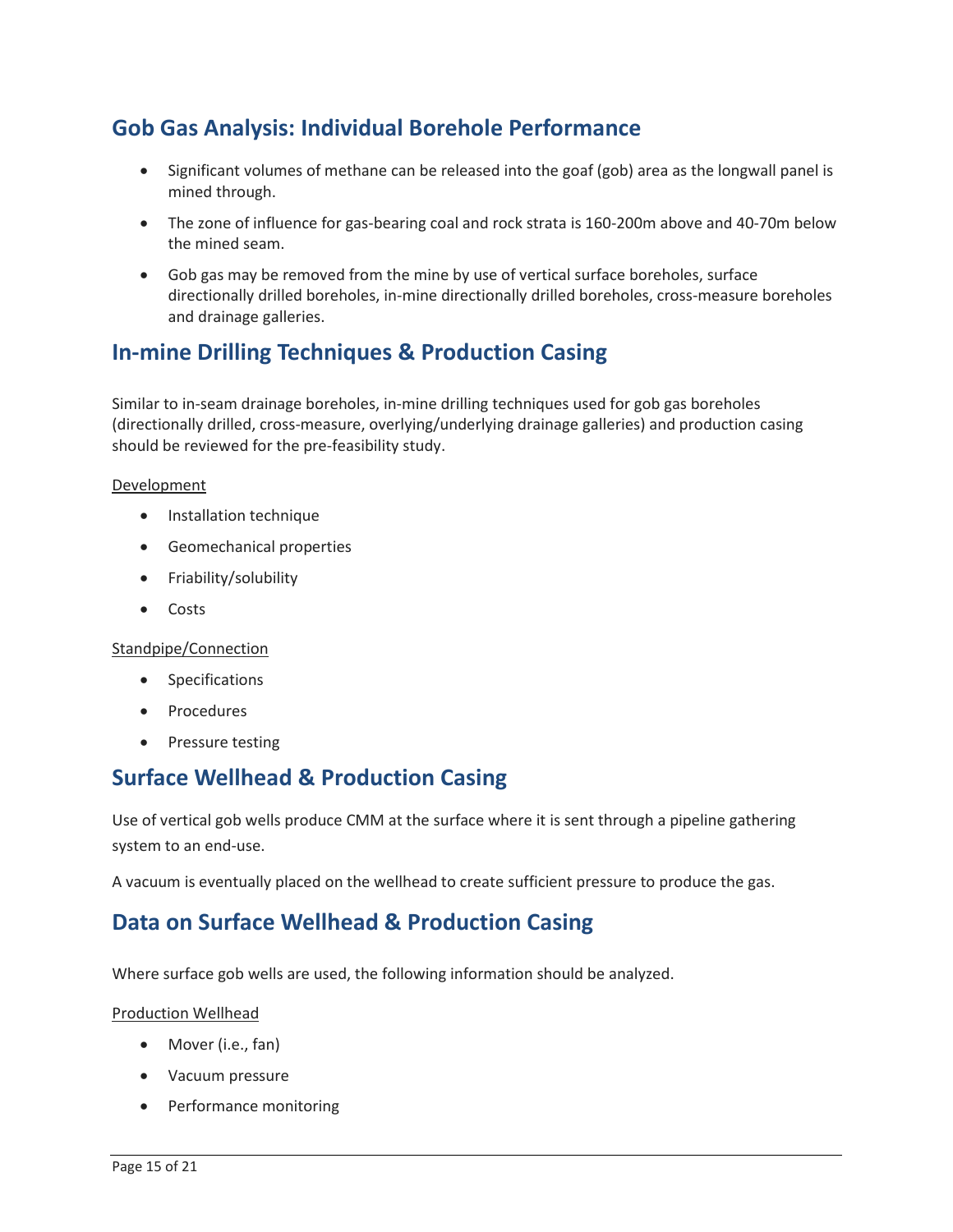## Gob Gas Analysis: Individual Borehole Performance

- Significant volumes of methane can be released into the goaf (gob) area as the longwall panel is mined through.
- The zone of influence for gas-bearing coal and rock strata is 160-200m above and 40-70m below the mined seam.
- Gob gas may be removed from the mine by use of vertical surface boreholes, surface directionally drilled boreholes, in-mine directionally drilled boreholes, cross-measure boreholes and drainage galleries.

## In-mine Drilling Techniques & Production Casing

Similar to in-seam drainage boreholes, in-mine drilling techniques used for gob gas boreholes (directionally drilled, cross-measure, overlying/underlying drainage galleries) and production casing should be reviewed for the pre-feasibility study.

<u>Development</u>

- Installation technique
- Geomechanical properties
- Friability/solubility
- Costs

<u>Standpipe/Connection</u>

- Specifications
- Procedures
- Pressure testing

## Surface Wellhead & Production Casing

Use of vertical gob wells produce CMM at the surface where it is sent through a pipeline gathering system to an end-use.

A vacuum is eventually placed on the wellhead to create sufficient pressure to produce the gas.

## Data on Surface Wellhead & Production Casing

Where surface gob wells are used, the following information should be analyzed.

<u>Production Wellhead</u>

- Mover (i.e., fan)
- Vacuum pressure
- Performance monitoring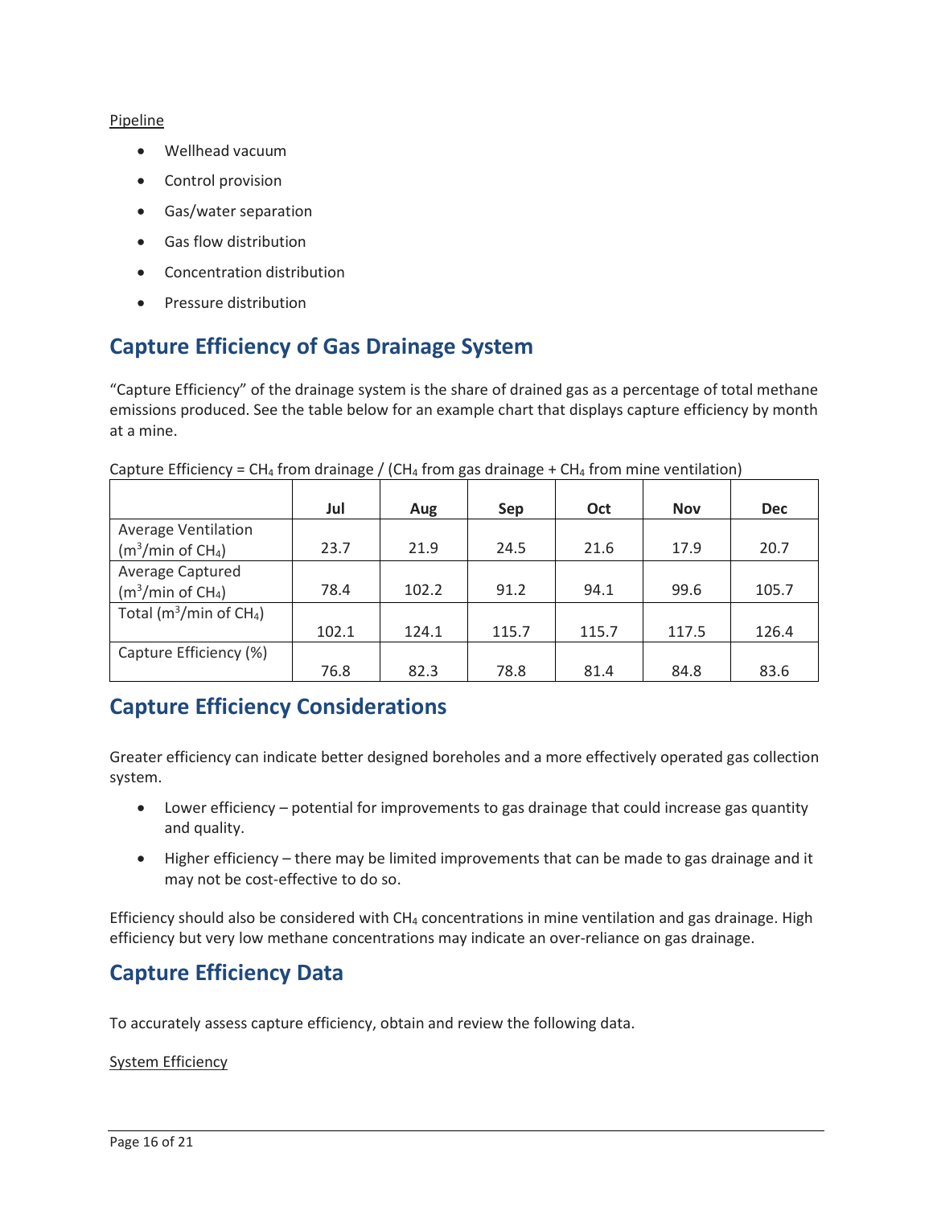Pipeline

- Wellhead vacuum
- Control provision
- Gas/water separation
- Gas flow distribution
- Concentration distribution
- Pressure distribution

## Capture Efficiency of Gas Drainage System

"Capture Efficiency" of the drainage system is the share of drained gas as a percentage of total methane emissions produced. See the table below for an example chart that displays capture efficiency by month at a mine.

Capture Efficiency = $CH_4$ from drainage / ($CH_4$ from gas drainage + $CH_4$ from mine ventilation)

| | Jul | Aug | Sep | Oct | Nov | Dec |
|---|---|---|---|---|---|---|
| Average Ventilation ($m^3$/min of $CH_4$) | 23.7 | 21.9 | 24.5 | 21.6 | 17.9 | 20.7 |
| Average Captured ($m^3$/min of $CH_4$) | 78.4 | 102.2 | 91.2 | 94.1 | 99.6 | 105.7 |
| Total ($m^3$/min of $CH_4$) | 102.1 | 124.1 | 115.7 | 115.7 | 117.5 | 126.4 |
| Capture Efficiency (%) | 76.8 | 82.3 | 78.8 | 81.4 | 84.8 | 83.6 |

## Capture Efficiency Considerations

Greater efficiency can indicate better designed boreholes and a more effectively operated gas collection system.

- Lower efficiency – potential for improvements to gas drainage that could increase gas quantity and quality.
- Higher efficiency – there may be limited improvements that can be made to gas drainage and it may not be cost-effective to do so.

Efficiency should also be considered with $CH_4$ concentrations in mine ventilation and gas drainage. High efficiency but very low methane concentrations may indicate an over-reliance on gas drainage.

## Capture Efficiency Data

To accurately assess capture efficiency, obtain and review the following data.

System Efficiency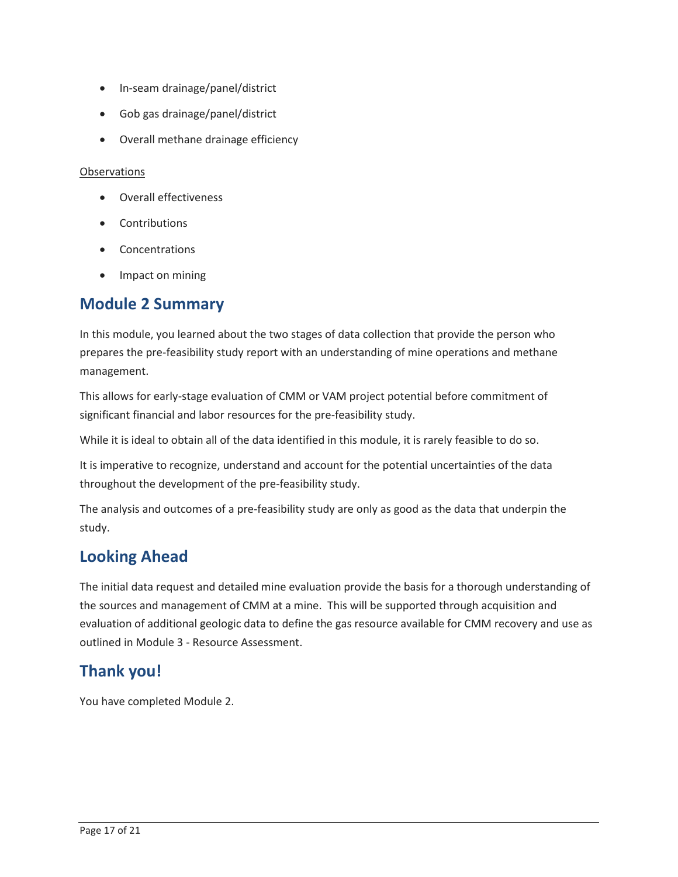- In-seam drainage/panel/district
- Gob gas drainage/panel/district
- Overall methane drainage efficiency

<u>Observations</u>

- Overall effectiveness
- Contributions
- Concentrations
- Impact on mining

## Module 2 Summary

In this module, you learned about the two stages of data collection that provide the person who prepares the pre-feasibility study report with an understanding of mine operations and methane management.

This allows for early-stage evaluation of CMM or VAM project potential before commitment of significant financial and labor resources for the pre-feasibility study.

While it is ideal to obtain all of the data identified in this module, it is rarely feasible to do so.

It is imperative to recognize, understand and account for the potential uncertainties of the data throughout the development of the pre-feasibility study.

The analysis and outcomes of a pre-feasibility study are only as good as the data that underpin the study.

## Looking Ahead

The initial data request and detailed mine evaluation provide the basis for a thorough understanding of the sources and management of CMM at a mine. This will be supported through acquisition and evaluation of additional geologic data to define the gas resource available for CMM recovery and use as outlined in Module 3 - Resource Assessment.

## Thank you!

You have completed Module 2.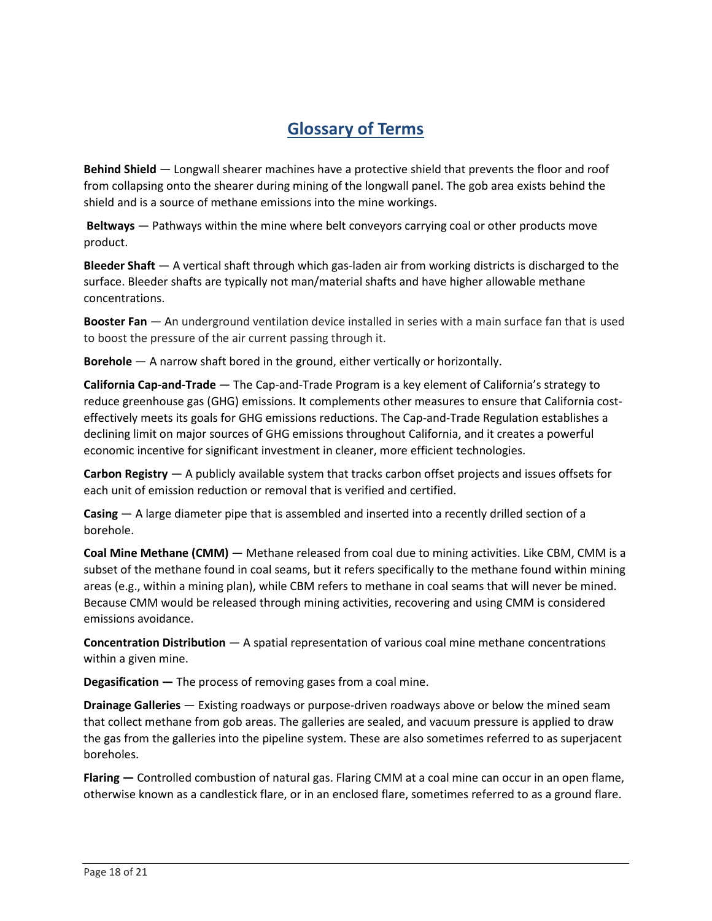# Glossary of Terms

**Behind Shield** — Longwall shearer machines have a protective shield that prevents the floor and roof from collapsing onto the shearer during mining of the longwall panel. The gob area exists behind the shield and is a source of methane emissions into the mine workings.

**Beltways** — Pathways within the mine where belt conveyors carrying coal or other products move product.

**Bleeder Shaft** — A vertical shaft through which gas-laden air from working districts is discharged to the surface. Bleeder shafts are typically not man/material shafts and have higher allowable methane concentrations.

**Booster Fan** — An underground ventilation device installed in series with a main surface fan that is used to boost the pressure of the air current passing through it.

**Borehole** — A narrow shaft bored in the ground, either vertically or horizontally.

**California Cap-and-Trade** — The Cap-and-Trade Program is a key element of California's strategy to reduce greenhouse gas (GHG) emissions. It complements other measures to ensure that California cost-effectively meets its goals for GHG emissions reductions. The Cap-and-Trade Regulation establishes a declining limit on major sources of GHG emissions throughout California, and it creates a powerful economic incentive for significant investment in cleaner, more efficient technologies.

**Carbon Registry** — A publicly available system that tracks carbon offset projects and issues offsets for each unit of emission reduction or removal that is verified and certified.

**Casing** — A large diameter pipe that is assembled and inserted into a recently drilled section of a borehole.

**Coal Mine Methane (CMM)** — Methane released from coal due to mining activities. Like CBM, CMM is a subset of the methane found in coal seams, but it refers specifically to the methane found within mining areas (e.g., within a mining plan), while CBM refers to methane in coal seams that will never be mined. Because CMM would be released through mining activities, recovering and using CMM is considered emissions avoidance.

**Concentration Distribution** — A spatial representation of various coal mine methane concentrations within a given mine.

**Degasification —** The process of removing gases from a coal mine.

**Drainage Galleries** — Existing roadways or purpose-driven roadways above or below the mined seam that collect methane from gob areas. The galleries are sealed, and vacuum pressure is applied to draw the gas from the galleries into the pipeline system. These are also sometimes referred to as superjacent boreholes.

**Flaring —** Controlled combustion of natural gas. Flaring CMM at a coal mine can occur in an open flame, otherwise known as a candlestick flare, or in an enclosed flare, sometimes referred to as a ground flare.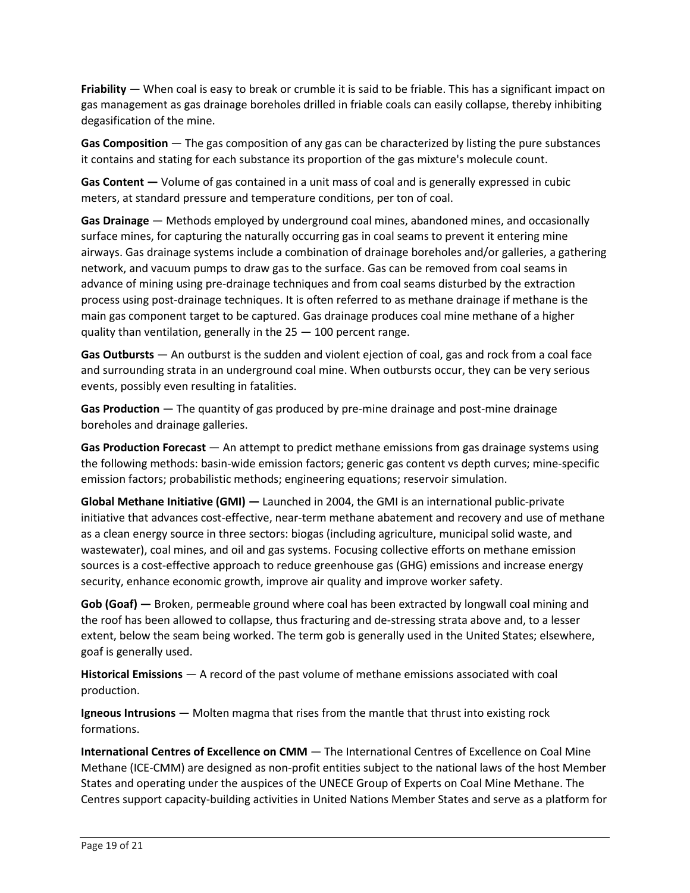**Friability** — When coal is easy to break or crumble it is said to be friable. This has a significant impact on gas management as gas drainage boreholes drilled in friable coals can easily collapse, thereby inhibiting degasification of the mine.

**Gas Composition** — The gas composition of any gas can be characterized by listing the pure substances it contains and stating for each substance its proportion of the gas mixture's molecule count.

**Gas Content —** Volume of gas contained in a unit mass of coal and is generally expressed in cubic meters, at standard pressure and temperature conditions, per ton of coal.

**Gas Drainage** — Methods employed by underground coal mines, abandoned mines, and occasionally surface mines, for capturing the naturally occurring gas in coal seams to prevent it entering mine airways. Gas drainage systems include a combination of drainage boreholes and/or galleries, a gathering network, and vacuum pumps to draw gas to the surface. Gas can be removed from coal seams in advance of mining using pre-drainage techniques and from coal seams disturbed by the extraction process using post-drainage techniques. It is often referred to as methane drainage if methane is the main gas component target to be captured. Gas drainage produces coal mine methane of a higher quality than ventilation, generally in the 25 — 100 percent range.

**Gas Outbursts** — An outburst is the sudden and violent ejection of coal, gas and rock from a coal face and surrounding strata in an underground coal mine. When outbursts occur, they can be very serious events, possibly even resulting in fatalities.

**Gas Production** — The quantity of gas produced by pre-mine drainage and post-mine drainage boreholes and drainage galleries.

**Gas Production Forecast** — An attempt to predict methane emissions from gas drainage systems using the following methods: basin-wide emission factors; generic gas content vs depth curves; mine-specific emission factors; probabilistic methods; engineering equations; reservoir simulation.

**Global Methane Initiative (GMI) —** Launched in 2004, the GMI is an international public-private initiative that advances cost-effective, near-term methane abatement and recovery and use of methane as a clean energy source in three sectors: biogas (including agriculture, municipal solid waste, and wastewater), coal mines, and oil and gas systems. Focusing collective efforts on methane emission sources is a cost-effective approach to reduce greenhouse gas (GHG) emissions and increase energy security, enhance economic growth, improve air quality and improve worker safety.

**Gob (Goaf) —** Broken, permeable ground where coal has been extracted by longwall coal mining and the roof has been allowed to collapse, thus fracturing and de-stressing strata above and, to a lesser extent, below the seam being worked. The term gob is generally used in the United States; elsewhere, goaf is generally used.

**Historical Emissions** — A record of the past volume of methane emissions associated with coal production.

**Igneous Intrusions** — Molten magma that rises from the mantle that thrust into existing rock formations.

**International Centres of Excellence on CMM** — The International Centres of Excellence on Coal Mine Methane (ICE-CMM) are designed as non-profit entities subject to the national laws of the host Member States and operating under the auspices of the UNECE Group of Experts on Coal Mine Methane. The Centres support capacity-building activities in United Nations Member States and serve as a platform for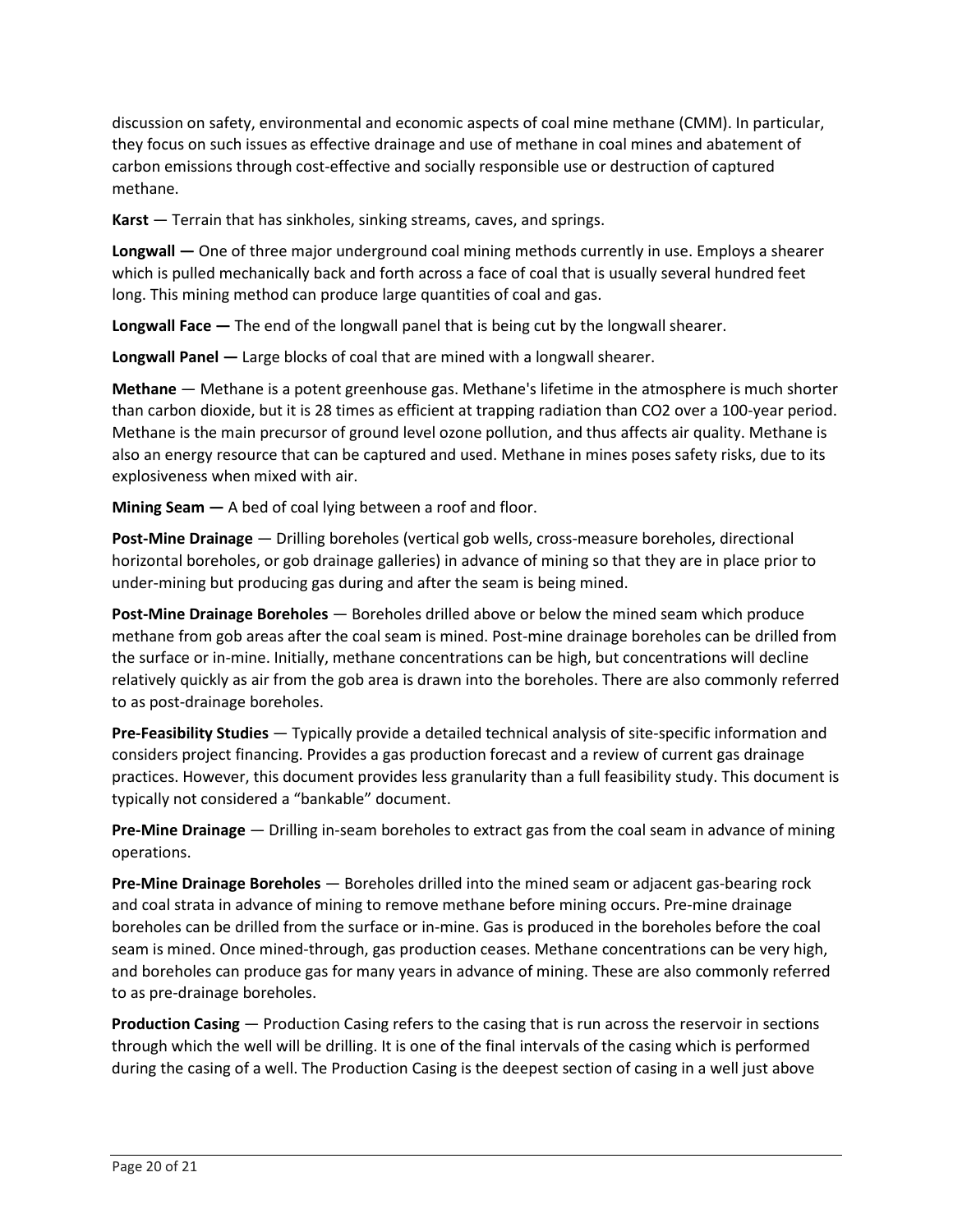discussion on safety, environmental and economic aspects of coal mine methane (CMM). In particular, they focus on such issues as effective drainage and use of methane in coal mines and abatement of carbon emissions through cost-effective and socially responsible use or destruction of captured methane.

**Karst** — Terrain that has sinkholes, sinking streams, caves, and springs.

**Longwall —** One of three major underground coal mining methods currently in use. Employs a shearer which is pulled mechanically back and forth across a face of coal that is usually several hundred feet long. This mining method can produce large quantities of coal and gas.

**Longwall Face —** The end of the longwall panel that is being cut by the longwall shearer.

**Longwall Panel —** Large blocks of coal that are mined with a longwall shearer.

**Methane** — Methane is a potent greenhouse gas. Methane's lifetime in the atmosphere is much shorter than carbon dioxide, but it is 28 times as efficient at trapping radiation than $CO_2$ over a 100-year period. Methane is the main precursor of ground level ozone pollution, and thus affects air quality. Methane is also an energy resource that can be captured and used. Methane in mines poses safety risks, due to its explosiveness when mixed with air.

**Mining Seam —** A bed of coal lying between a roof and floor.

**Post-Mine Drainage** — Drilling boreholes (vertical gob wells, cross-measure boreholes, directional horizontal boreholes, or gob drainage galleries) in advance of mining so that they are in place prior to under-mining but producing gas during and after the seam is being mined.

**Post-Mine Drainage Boreholes** — Boreholes drilled above or below the mined seam which produce methane from gob areas after the coal seam is mined. Post-mine drainage boreholes can be drilled from the surface or in-mine. Initially, methane concentrations can be high, but concentrations will decline relatively quickly as air from the gob area is drawn into the boreholes. There are also commonly referred to as post-drainage boreholes.

**Pre-Feasibility Studies** — Typically provide a detailed technical analysis of site-specific information and considers project financing. Provides a gas production forecast and a review of current gas drainage practices. However, this document provides less granularity than a full feasibility study. This document is typically not considered a "bankable" document.

**Pre-Mine Drainage** — Drilling in-seam boreholes to extract gas from the coal seam in advance of mining operations.

**Pre-Mine Drainage Boreholes** — Boreholes drilled into the mined seam or adjacent gas-bearing rock and coal strata in advance of mining to remove methane before mining occurs. Pre-mine drainage boreholes can be drilled from the surface or in-mine. Gas is produced in the boreholes before the coal seam is mined. Once mined-through, gas production ceases. Methane concentrations can be very high, and boreholes can produce gas for many years in advance of mining. These are also commonly referred to as pre-drainage boreholes.

**Production Casing** — Production Casing refers to the casing that is run across the reservoir in sections through which the well will be drilling. It is one of the final intervals of the casing which is performed during the casing of a well. The Production Casing is the deepest section of casing in a well just above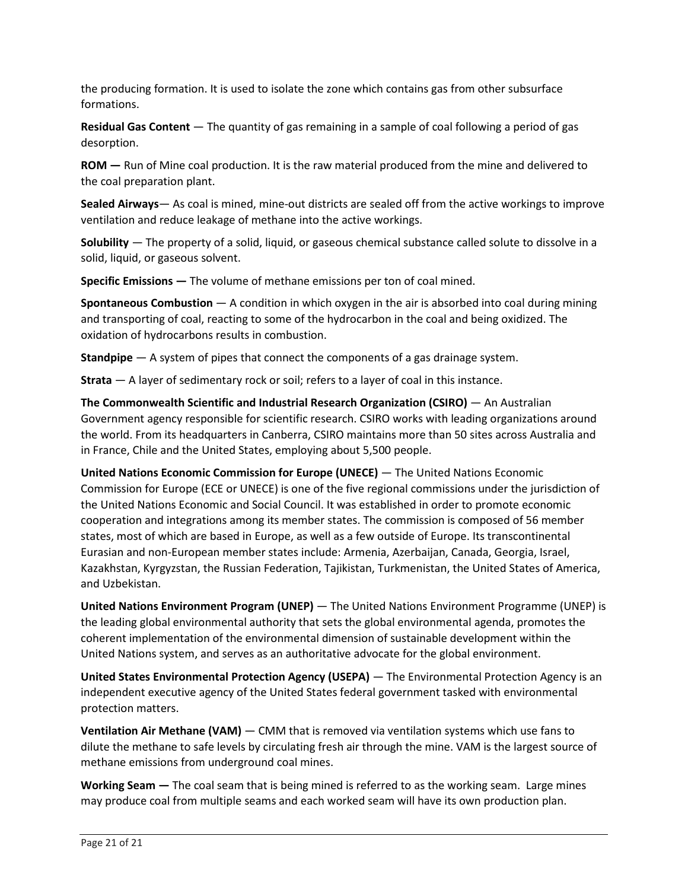the producing formation. It is used to isolate the zone which contains gas from other subsurface formations.

**Residual Gas Content** — The quantity of gas remaining in a sample of coal following a period of gas desorption.

**ROM —** Run of Mine coal production. It is the raw material produced from the mine and delivered to the coal preparation plant.

**Sealed Airways**— As coal is mined, mine-out districts are sealed off from the active workings to improve ventilation and reduce leakage of methane into the active workings.

**Solubility** — The property of a solid, liquid, or gaseous chemical substance called solute to dissolve in a solid, liquid, or gaseous solvent.

**Specific Emissions —** The volume of methane emissions per ton of coal mined.

**Spontaneous Combustion** — A condition in which oxygen in the air is absorbed into coal during mining and transporting of coal, reacting to some of the hydrocarbon in the coal and being oxidized. The oxidation of hydrocarbons results in combustion.

**Standpipe** — A system of pipes that connect the components of a gas drainage system.

**Strata** — A layer of sedimentary rock or soil; refers to a layer of coal in this instance.

**The Commonwealth Scientific and Industrial Research Organization (CSIRO)** — An Australian Government agency responsible for scientific research. CSIRO works with leading organizations around the world. From its headquarters in Canberra, CSIRO maintains more than 50 sites across Australia and in France, Chile and the United States, employing about 5,500 people.

**United Nations Economic Commission for Europe (UNECE)** — The United Nations Economic Commission for Europe (ECE or UNECE) is one of the five regional commissions under the jurisdiction of the United Nations Economic and Social Council. It was established in order to promote economic cooperation and integrations among its member states. The commission is composed of 56 member states, most of which are based in Europe, as well as a few outside of Europe. Its transcontinental Eurasian and non-European member states include: Armenia, Azerbaijan, Canada, Georgia, Israel, Kazakhstan, Kyrgyzstan, the Russian Federation, Tajikistan, Turkmenistan, the United States of America, and Uzbekistan.

**United Nations Environment Program (UNEP)** — The United Nations Environment Programme (UNEP) is the leading global environmental authority that sets the global environmental agenda, promotes the coherent implementation of the environmental dimension of sustainable development within the United Nations system, and serves as an authoritative advocate for the global environment.

**United States Environmental Protection Agency (USEPA)** — The Environmental Protection Agency is an independent executive agency of the United States federal government tasked with environmental protection matters.

**Ventilation Air Methane (VAM)** — CMM that is removed via ventilation systems which use fans to dilute the methane to safe levels by circulating fresh air through the mine. VAM is the largest source of methane emissions from underground coal mines.

**Working Seam —** The coal seam that is being mined is referred to as the working seam. Large mines may produce coal from multiple seams and each worked seam will have its own production plan.